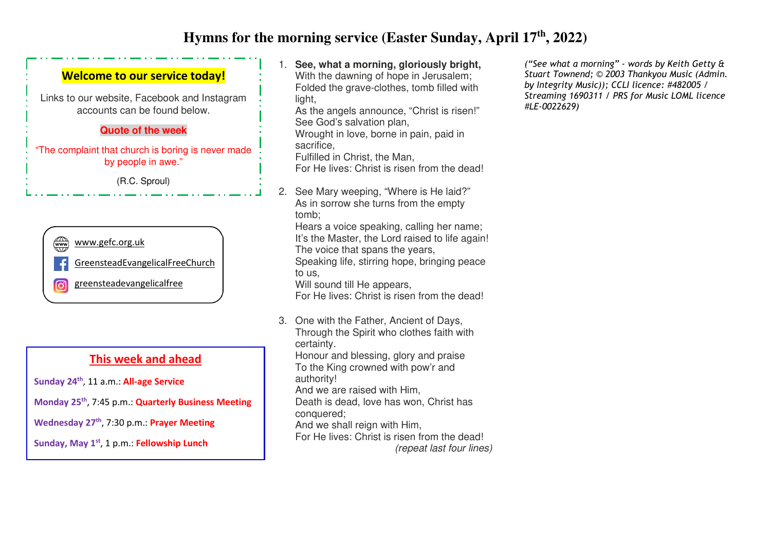# Hymns for the morning service (Easter Sunday, April 17th, 2022)

**Welcome to our service today!**

Links to our website, Facebook and Instagram accounts can be found below.

**Quote of the week**

"The complaint that church is boring is never made by people in awe."

(R.C. Sproul)

www.gefc.org.uk

GreensteadEvangelicalFreeChurch

greensteadevangelicalfree

## This week and ahead

**Sunday 24th**, 11 a.m.: **All-age Service**

**Monday 25th**, 7:45 p.m.: **Quarterly Business Meeting**

**Wednesday 27th**, 7:30 p.m.: **Prayer Meeting**

**Sunday, May 1st**, 1 p.m.: **Fellowship Lunch**

1. **See, what a morning, gloriously bright,**
   With the dawning of hope in Jerusalem;
   Folded the grave-clothes, tomb filled with light,
   As the angels announce, "Christ is risen!"
   See God's salvation plan,
   Wrought in love, borne in pain, paid in sacrifice,
   Fulfilled in Christ, the Man,
   For He lives: Christ is risen from the dead!

2. See Mary weeping, "Where is He laid?"
   As in sorrow she turns from the empty tomb;
   Hears a voice speaking, calling her name;
   It's the Master, the Lord raised to life again!
   The voice that spans the years,
   Speaking life, stirring hope, bringing peace to us,
   Will sound till He appears,
   For He lives: Christ is risen from the dead!

3. One with the Father, Ancient of Days,
   Through the Spirit who clothes faith with certainty.
   Honour and blessing, glory and praise
   To the King crowned with pow'r and authority!
   And we are raised with Him,
   Death is dead, love has won, Christ has conquered;
   And we shall reign with Him,
   For He lives: Christ is risen from the dead!
   *(repeat last four lines)*

*("See what a morning" - words by Keith Getty & Stuart Townend; © 2003 Thankyou Music (Admin. by Integrity Music)); CCLI licence: #482005 / Streaming 1690311 / PRS for Music LOML licence #LE-0022629)*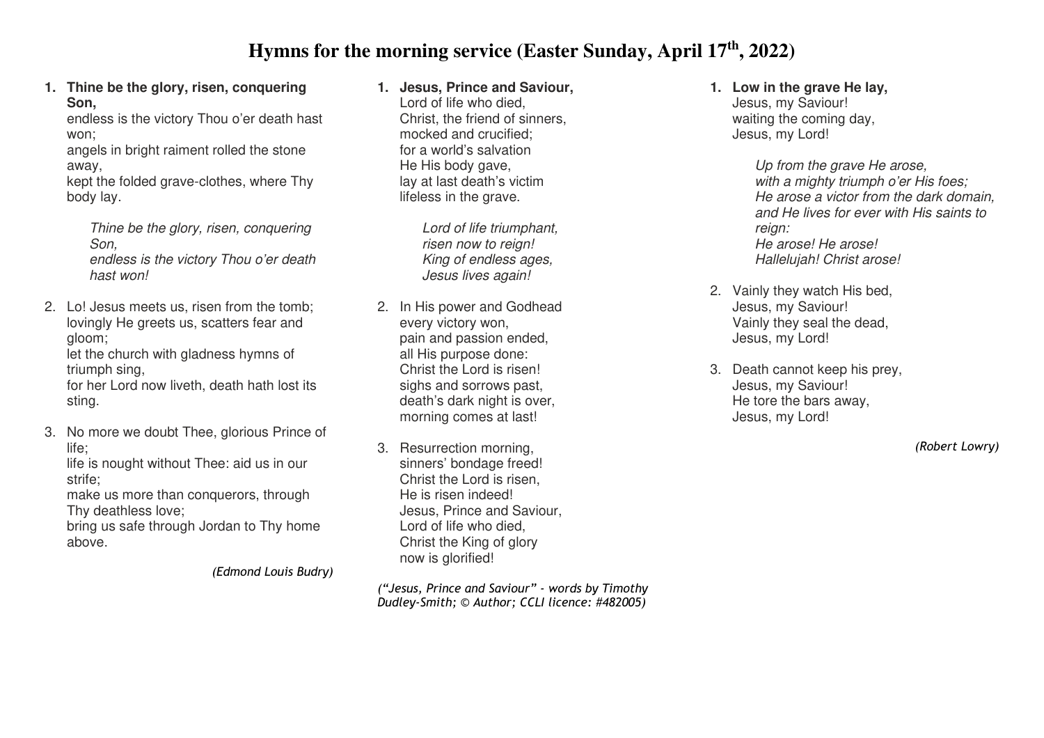# Hymns for the morning service (Easter Sunday, April 17th, 2022)

1. **Thine be the glory, risen, conquering Son,**
   endless is the victory Thou o'er death hast won;
   angels in bright raiment rolled the stone away,
   kept the folded grave-clothes, where Thy body lay.

   *Thine be the glory, risen, conquering Son,*
   *endless is the victory Thou o'er death hast won!*

2. Lo! Jesus meets us, risen from the tomb;
   lovingly He greets us, scatters fear and gloom;
   let the church with gladness hymns of triumph sing,
   for her Lord now liveth, death hath lost its sting.

3. No more we doubt Thee, glorious Prince of life;
   life is nought without Thee: aid us in our strife;
   make us more than conquerors, through Thy deathless love;
   bring us safe through Jordan to Thy home above.

*(Edmond Louis Budry)*

1. **Jesus, Prince and Saviour,**
   Lord of life who died,
   Christ, the friend of sinners,
   mocked and crucified;
   for a world's salvation
   He His body gave,
   lay at last death's victim
   lifeless in the grave.

   *Lord of life triumphant,*
   *risen now to reign!*
   *King of endless ages,*
   *Jesus lives again!*

2. In His power and Godhead
   every victory won,
   pain and passion ended,
   all His purpose done:
   Christ the Lord is risen!
   sighs and sorrows past,
   death's dark night is over,
   morning comes at last!

3. Resurrection morning,
   sinners' bondage freed!
   Christ the Lord is risen,
   He is risen indeed!
   Jesus, Prince and Saviour,
   Lord of life who died,
   Christ the King of glory
   now is glorified!

*("Jesus, Prince and Saviour" - words by Timothy Dudley-Smith; © Author; CCLI licence: #482005)*

1. **Low in the grave He lay,**
   Jesus, my Saviour!
   waiting the coming day,
   Jesus, my Lord!

   *Up from the grave He arose,*
   *with a mighty triumph o'er His foes;*
   *He arose a victor from the dark domain,*
   *and He lives for ever with His saints to reign:*
   *He arose! He arose!*
   *Hallelujah! Christ arose!*

2. Vainly they watch His bed,
   Jesus, my Saviour!
   Vainly they seal the dead,
   Jesus, my Lord!

3. Death cannot keep his prey,
   Jesus, my Saviour!
   He tore the bars away,
   Jesus, my Lord!

*(Robert Lowry)*